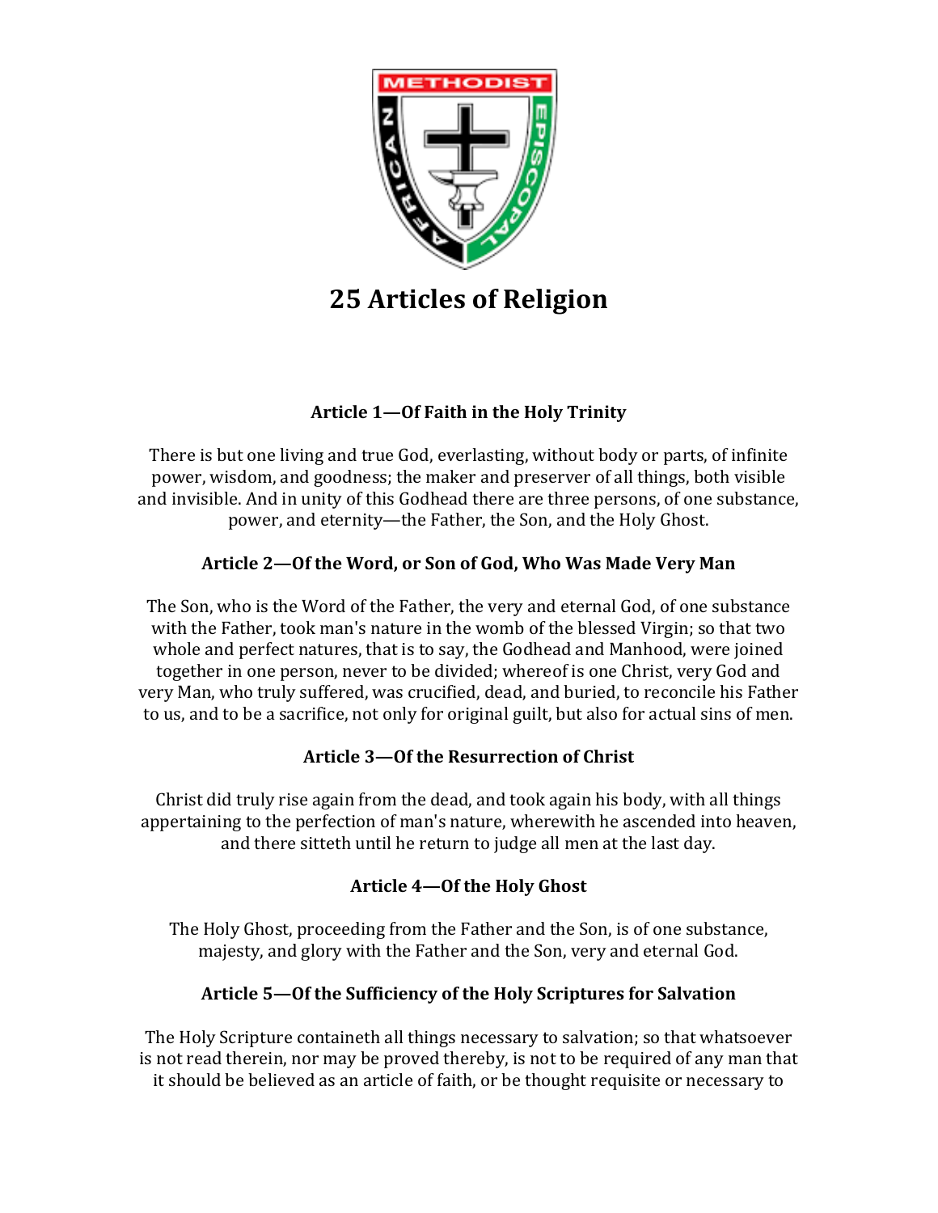# 25 Articles of Religion

### Article 1—Of Faith in the Holy Trinity

There is but one living and true God, everlasting, without body or parts, of infinite power, wisdom, and goodness; the maker and preserver of all things, both visible and invisible. And in unity of this Godhead there are three persons, of one substance, power, and eternity—the Father, the Son, and the Holy Ghost.

### Article 2—Of the Word, or Son of God, Who Was Made Very Man

The Son, who is the Word of the Father, the very and eternal God, of one substance with the Father, took man's nature in the womb of the blessed Virgin; so that two whole and perfect natures, that is to say, the Godhead and Manhood, were joined together in one person, never to be divided; whereof is one Christ, very God and very Man, who truly suffered, was crucified, dead, and buried, to reconcile his Father to us, and to be a sacrifice, not only for original guilt, but also for actual sins of men.

### Article 3—Of the Resurrection of Christ

Christ did truly rise again from the dead, and took again his body, with all things appertaining to the perfection of man's nature, wherewith he ascended into heaven, and there sitteth until he return to judge all men at the last day.

### Article 4—Of the Holy Ghost

The Holy Ghost, proceeding from the Father and the Son, is of one substance, majesty, and glory with the Father and the Son, very and eternal God.

### Article 5—Of the Sufficiency of the Holy Scriptures for Salvation

The Holy Scripture containeth all things necessary to salvation; so that whatsoever is not read therein, nor may be proved thereby, is not to be required of any man that it should be believed as an article of faith, or be thought requisite or necessary to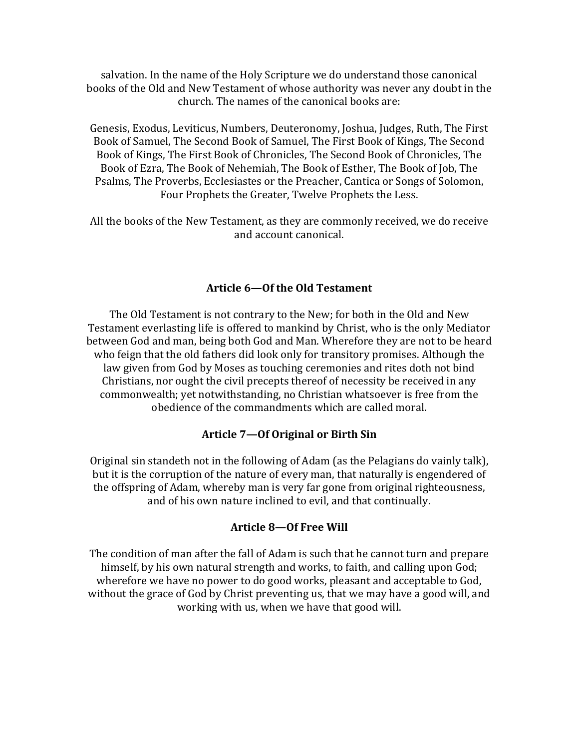salvation. In the name of the Holy Scripture we do understand those canonical books of the Old and New Testament of whose authority was never any doubt in the church. The names of the canonical books are:

Genesis, Exodus, Leviticus, Numbers, Deuteronomy, Joshua, Judges, Ruth, The First Book of Samuel, The Second Book of Samuel, The First Book of Kings, The Second Book of Kings, The First Book of Chronicles, The Second Book of Chronicles, The Book of Ezra, The Book of Nehemiah, The Book of Esther, The Book of Job, The Psalms, The Proverbs, Ecclesiastes or the Preacher, Cantica or Songs of Solomon, Four Prophets the Greater, Twelve Prophets the Less.

All the books of the New Testament, as they are commonly received, we do receive and account canonical.

### Article 6—Of the Old Testament

The Old Testament is not contrary to the New; for both in the Old and New Testament everlasting life is offered to mankind by Christ, who is the only Mediator between God and man, being both God and Man. Wherefore they are not to be heard who feign that the old fathers did look only for transitory promises. Although the law given from God by Moses as touching ceremonies and rites doth not bind Christians, nor ought the civil precepts thereof of necessity be received in any commonwealth; yet notwithstanding, no Christian whatsoever is free from the obedience of the commandments which are called moral.

### Article 7—Of Original or Birth Sin

Original sin standeth not in the following of Adam (as the Pelagians do vainly talk), but it is the corruption of the nature of every man, that naturally is engendered of the offspring of Adam, whereby man is very far gone from original righteousness, and of his own nature inclined to evil, and that continually.

### Article 8—Of Free Will

The condition of man after the fall of Adam is such that he cannot turn and prepare himself, by his own natural strength and works, to faith, and calling upon God; wherefore we have no power to do good works, pleasant and acceptable to God, without the grace of God by Christ preventing us, that we may have a good will, and working with us, when we have that good will.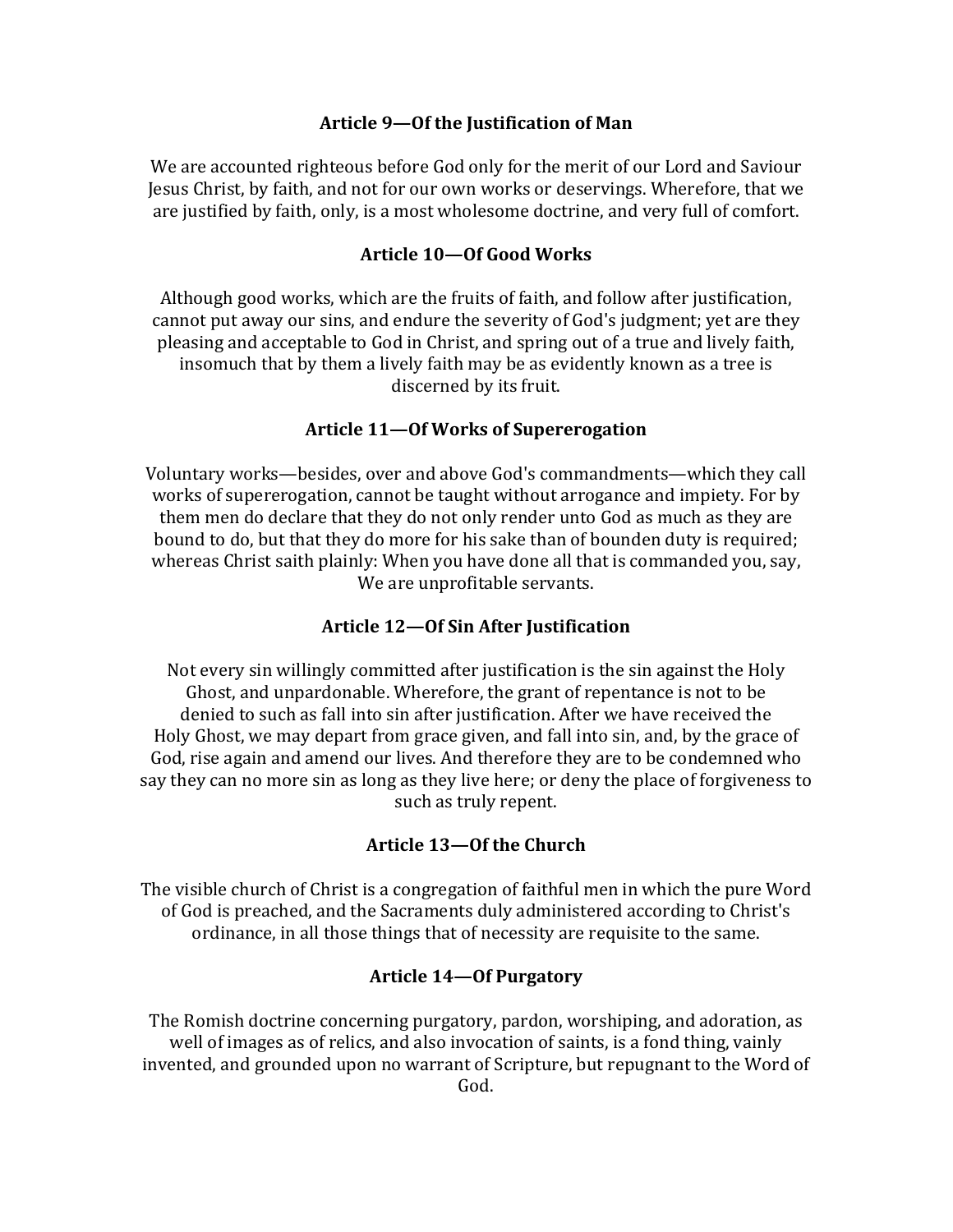### Article 9—Of the Justification of Man

We are accounted righteous before God only for the merit of our Lord and Saviour Jesus Christ, by faith, and not for our own works or deservings. Wherefore, that we are justified by faith, only, is a most wholesome doctrine, and very full of comfort.

### Article 10—Of Good Works

Although good works, which are the fruits of faith, and follow after justification, cannot put away our sins, and endure the severity of God's judgment; yet are they pleasing and acceptable to God in Christ, and spring out of a true and lively faith, insomuch that by them a lively faith may be as evidently known as a tree is discerned by its fruit.

### Article 11—Of Works of Supererogation

Voluntary works—besides, over and above God's commandments—which they call works of supererogation, cannot be taught without arrogance and impiety. For by them men do declare that they do not only render unto God as much as they are bound to do, but that they do more for his sake than of bounden duty is required; whereas Christ saith plainly: When you have done all that is commanded you, say, We are unprofitable servants.

### Article 12—Of Sin After Justification

Not every sin willingly committed after justification is the sin against the Holy Ghost, and unpardonable. Wherefore, the grant of repentance is not to be denied to such as fall into sin after justification. After we have received the Holy Ghost, we may depart from grace given, and fall into sin, and, by the grace of God, rise again and amend our lives. And therefore they are to be condemned who say they can no more sin as long as they live here; or deny the place of forgiveness to such as truly repent.

### Article 13—Of the Church

The visible church of Christ is a congregation of faithful men in which the pure Word of God is preached, and the Sacraments duly administered according to Christ's ordinance, in all those things that of necessity are requisite to the same.

### Article 14—Of Purgatory

The Romish doctrine concerning purgatory, pardon, worshiping, and adoration, as well of images as of relics, and also invocation of saints, is a fond thing, vainly invented, and grounded upon no warrant of Scripture, but repugnant to the Word of God.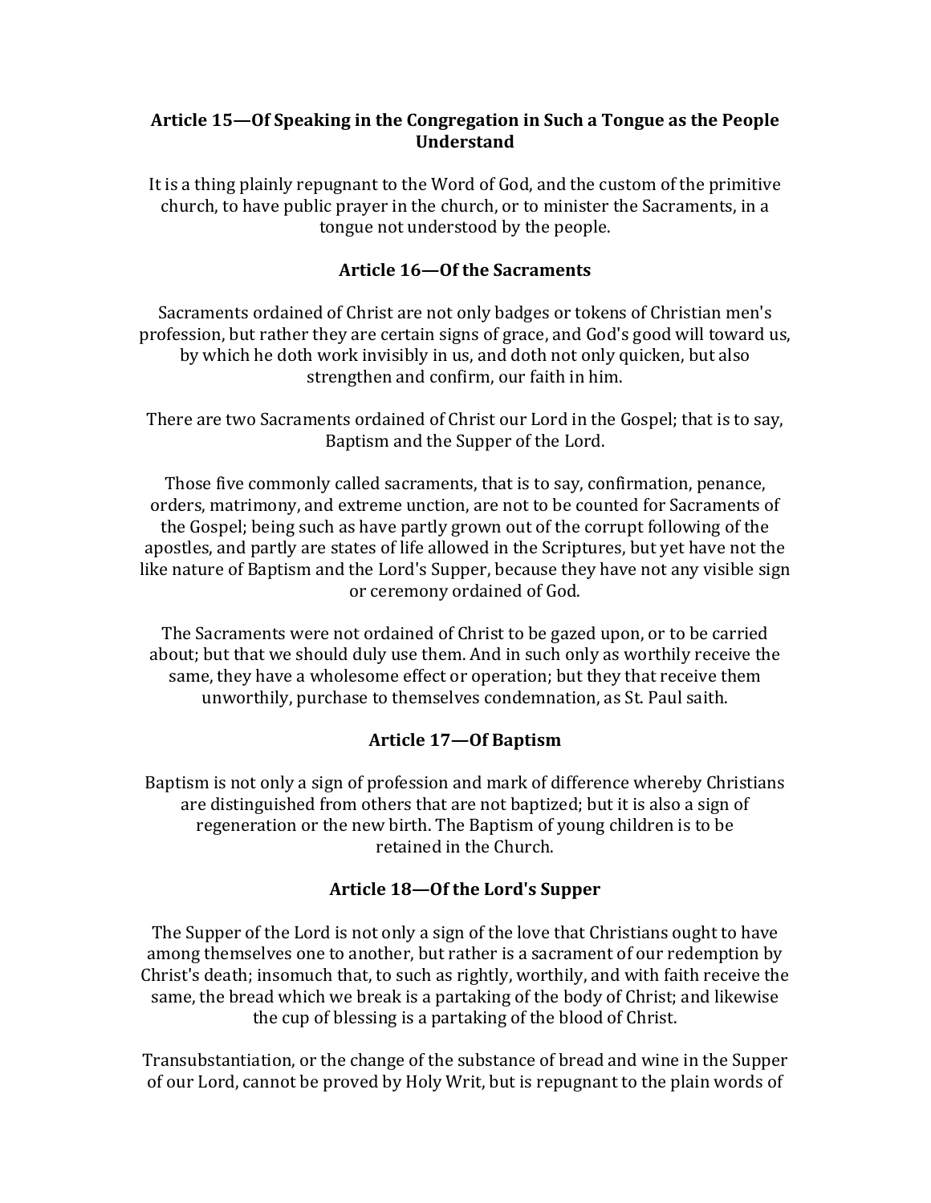### Article 15—Of Speaking in the Congregation in Such a Tongue as the People Understand

It is a thing plainly repugnant to the Word of God, and the custom of the primitive church, to have public prayer in the church, or to minister the Sacraments, in a tongue not understood by the people.

### Article 16—Of the Sacraments

Sacraments ordained of Christ are not only badges or tokens of Christian men's profession, but rather they are certain signs of grace, and God's good will toward us, by which he doth work invisibly in us, and doth not only quicken, but also strengthen and confirm, our faith in him.

There are two Sacraments ordained of Christ our Lord in the Gospel; that is to say, Baptism and the Supper of the Lord.

Those five commonly called sacraments, that is to say, confirmation, penance, orders, matrimony, and extreme unction, are not to be counted for Sacraments of the Gospel; being such as have partly grown out of the corrupt following of the apostles, and partly are states of life allowed in the Scriptures, but yet have not the like nature of Baptism and the Lord's Supper, because they have not any visible sign or ceremony ordained of God.

The Sacraments were not ordained of Christ to be gazed upon, or to be carried about; but that we should duly use them. And in such only as worthily receive the same, they have a wholesome effect or operation; but they that receive them unworthily, purchase to themselves condemnation, as St. Paul saith.

### Article 17—Of Baptism

Baptism is not only a sign of profession and mark of difference whereby Christians are distinguished from others that are not baptized; but it is also a sign of regeneration or the new birth. The Baptism of young children is to be retained in the Church.

### Article 18—Of the Lord's Supper

The Supper of the Lord is not only a sign of the love that Christians ought to have among themselves one to another, but rather is a sacrament of our redemption by Christ's death; insomuch that, to such as rightly, worthily, and with faith receive the same, the bread which we break is a partaking of the body of Christ; and likewise the cup of blessing is a partaking of the blood of Christ.

Transubstantiation, or the change of the substance of bread and wine in the Supper of our Lord, cannot be proved by Holy Writ, but is repugnant to the plain words of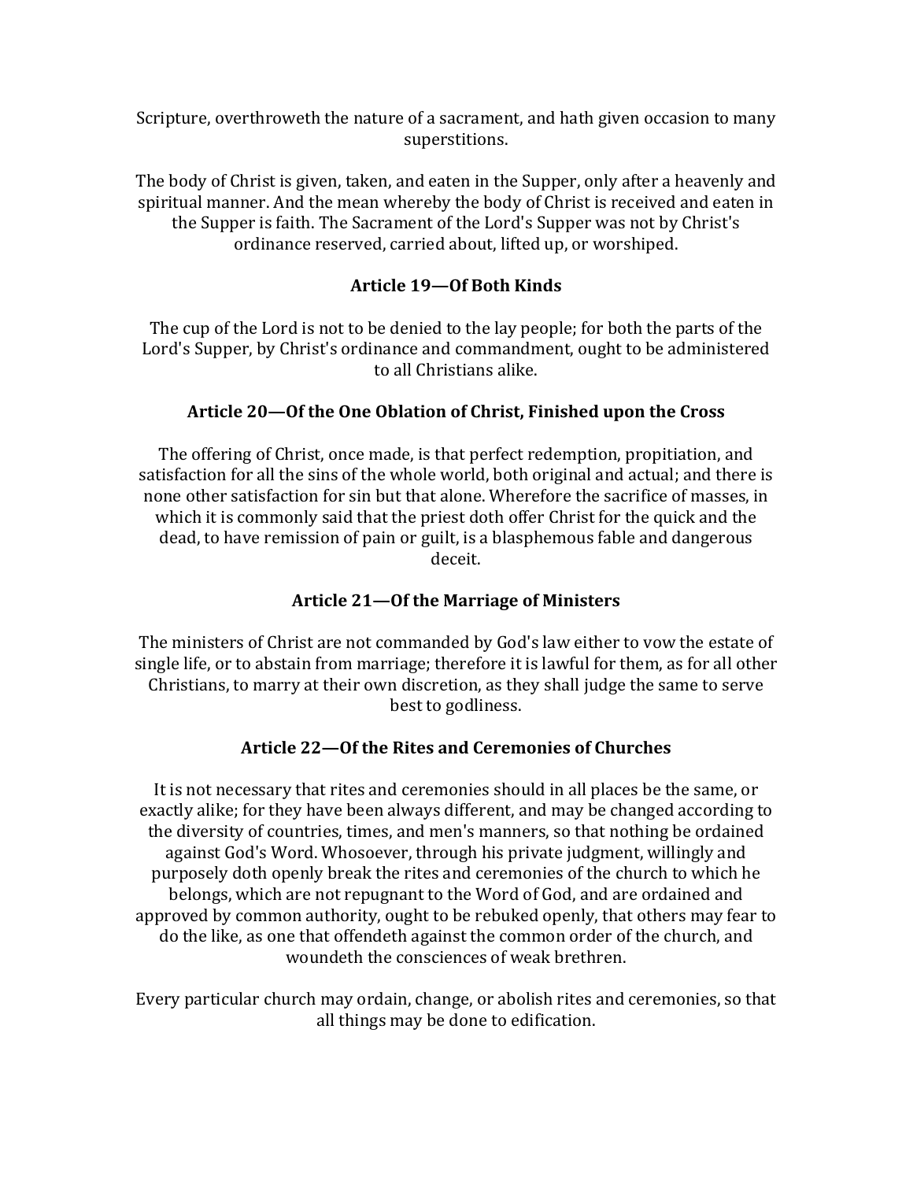Scripture, overthroweth the nature of a sacrament, and hath given occasion to many superstitions.

The body of Christ is given, taken, and eaten in the Supper, only after a heavenly and spiritual manner. And the mean whereby the body of Christ is received and eaten in the Supper is faith. The Sacrament of the Lord's Supper was not by Christ's ordinance reserved, carried about, lifted up, or worshiped.

### Article 19—Of Both Kinds

The cup of the Lord is not to be denied to the lay people; for both the parts of the Lord's Supper, by Christ's ordinance and commandment, ought to be administered to all Christians alike.

### Article 20—Of the One Oblation of Christ, Finished upon the Cross

The offering of Christ, once made, is that perfect redemption, propitiation, and satisfaction for all the sins of the whole world, both original and actual; and there is none other satisfaction for sin but that alone. Wherefore the sacrifice of masses, in which it is commonly said that the priest doth offer Christ for the quick and the dead, to have remission of pain or guilt, is a blasphemous fable and dangerous deceit.

### Article 21—Of the Marriage of Ministers

The ministers of Christ are not commanded by God's law either to vow the estate of single life, or to abstain from marriage; therefore it is lawful for them, as for all other Christians, to marry at their own discretion, as they shall judge the same to serve best to godliness.

### Article 22—Of the Rites and Ceremonies of Churches

It is not necessary that rites and ceremonies should in all places be the same, or exactly alike; for they have been always different, and may be changed according to the diversity of countries, times, and men's manners, so that nothing be ordained against God's Word. Whosoever, through his private judgment, willingly and purposely doth openly break the rites and ceremonies of the church to which he belongs, which are not repugnant to the Word of God, and are ordained and approved by common authority, ought to be rebuked openly, that others may fear to do the like, as one that offendeth against the common order of the church, and woundeth the consciences of weak brethren.

Every particular church may ordain, change, or abolish rites and ceremonies, so that all things may be done to edification.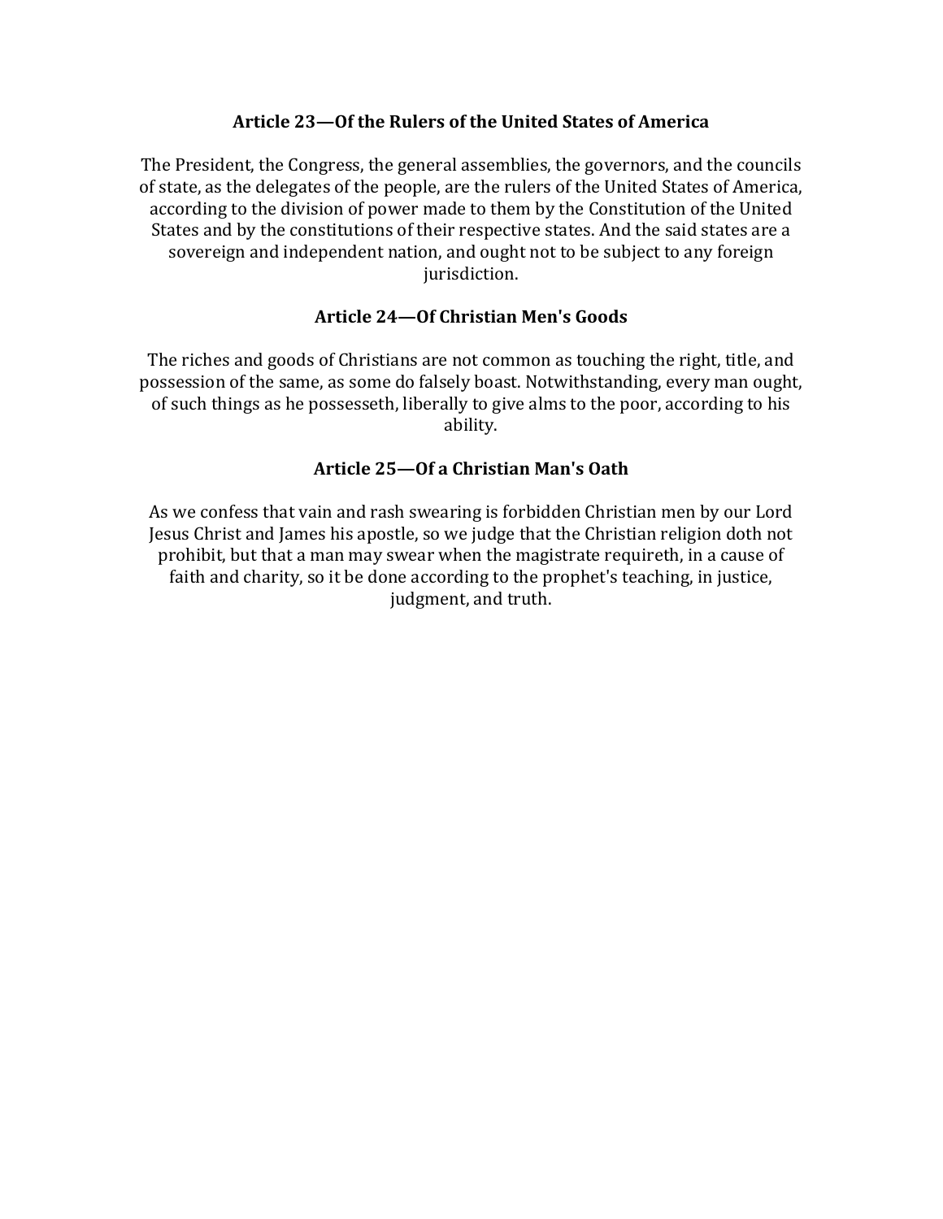### Article 23—Of the Rulers of the United States of America

The President, the Congress, the general assemblies, the governors, and the councils of state, as the delegates of the people, are the rulers of the United States of America, according to the division of power made to them by the Constitution of the United States and by the constitutions of their respective states. And the said states are a sovereign and independent nation, and ought not to be subject to any foreign jurisdiction.

### Article 24—Of Christian Men's Goods

The riches and goods of Christians are not common as touching the right, title, and possession of the same, as some do falsely boast. Notwithstanding, every man ought, of such things as he possesseth, liberally to give alms to the poor, according to his ability.

### Article 25—Of a Christian Man's Oath

As we confess that vain and rash swearing is forbidden Christian men by our Lord Jesus Christ and James his apostle, so we judge that the Christian religion doth not prohibit, but that a man may swear when the magistrate requireth, in a cause of faith and charity, so it be done according to the prophet's teaching, in justice, judgment, and truth.